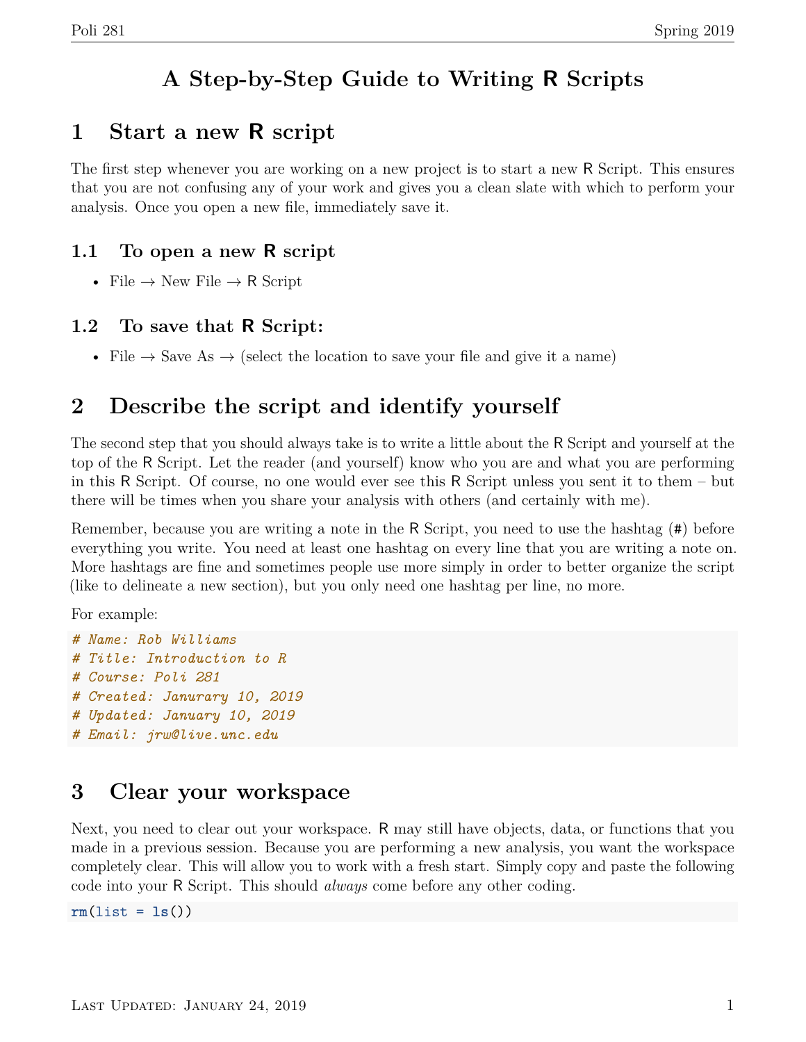# A Step-by-Step Guide to Writing R Scripts

## 1 Start a new R script

The first step whenever you are working on a new project is to start a new R Script. This ensures that you are not confusing any of your work and gives you a clean slate with which to perform your analysis. Once you open a new file, immediately save it.

### 1.1 To open a new R script

- File → New File → R Script

### 1.2 To save that R Script:

- File → Save As → (select the location to save your file and give it a name)

## 2 Describe the script and identify yourself

The second step that you should always take is to write a little about the R Script and yourself at the top of the R Script. Let the reader (and yourself) know who you are and what you are performing in this R Script. Of course, no one would ever see this R Script unless you sent it to them – but there will be times when you share your analysis with others (and certainly with me).

Remember, because you are writing a note in the R Script, you need to use the hashtag (#) before everything you write. You need at least one hashtag on every line that you are writing a note on. More hashtags are fine and sometimes people use more simply in order to better organize the script (like to delineate a new section), but you only need one hashtag per line, no more.

For example:

```
# Name: Rob Williams
# Title: Introduction to R
# Course: Poli 281
# Created: Janurary 10, 2019
# Updated: January 10, 2019
# Email: jrw@live.unc.edu
```

## 3 Clear your workspace

Next, you need to clear out your workspace. R may still have objects, data, or functions that you made in a previous session. Because you are performing a new analysis, you want the workspace completely clear. This will allow you to work with a fresh start. Simply copy and paste the following code into your R Script. This should *always* come before any other coding.

```
rm(list = ls())
```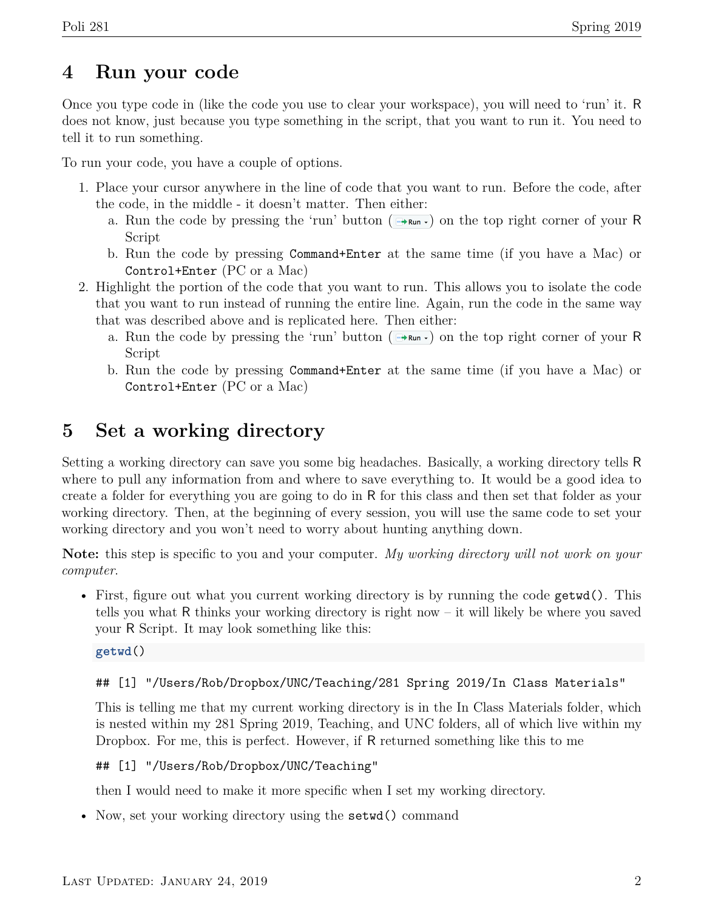## 4 Run your code

Once you type code in (like the code you use to clear your workspace), you will need to 'run' it. R does not know, just because you type something in the script, that you want to run it. You need to tell it to run something.

To run your code, you have a couple of options.

1. Place your cursor anywhere in the line of code that you want to run. Before the code, after the code, in the middle - it doesn't matter. Then either:
   a. Run the code by pressing the 'run' button (Run) on the top right corner of your R Script
   b. Run the code by pressing `Command+Enter` at the same time (if you have a Mac) or `Control+Enter` (PC or a Mac)
2. Highlight the portion of the code that you want to run. This allows you to isolate the code that you want to run instead of running the entire line. Again, run the code in the same way that was described above and is replicated here. Then either:
   a. Run the code by pressing the 'run' button (Run) on the top right corner of your R Script
   b. Run the code by pressing `Command+Enter` at the same time (if you have a Mac) or `Control+Enter` (PC or a Mac)

## 5 Set a working directory

Setting a working directory can save you some big headaches. Basically, a working directory tells R where to pull any information from and where to save everything to. It would be a good idea to create a folder for everything you are going to do in R for this class and then set that folder as your working directory. Then, at the beginning of every session, you will use the same code to set your working directory and you won't need to worry about hunting anything down.

**Note:** this step is specific to you and your computer. *My working directory will not work on your computer.*

- First, figure out what you current working directory is by running the code `getwd()`. This tells you what R thinks your working directory is right now – it will likely be where you saved your R Script. It may look something like this:

  ```
  getwd()
  ```

  ```
  ## [1] "/Users/Rob/Dropbox/UNC/Teaching/281 Spring 2019/In Class Materials"
  ```

  This is telling me that my current working directory is in the In Class Materials folder, which is nested within my 281 Spring 2019, Teaching, and UNC folders, all of which live within my Dropbox. For me, this is perfect. However, if R returned something like this to me

  ```
  ## [1] "/Users/Rob/Dropbox/UNC/Teaching"
  ```

  then I would need to make it more specific when I set my working directory.

- Now, set your working directory using the `setwd()` command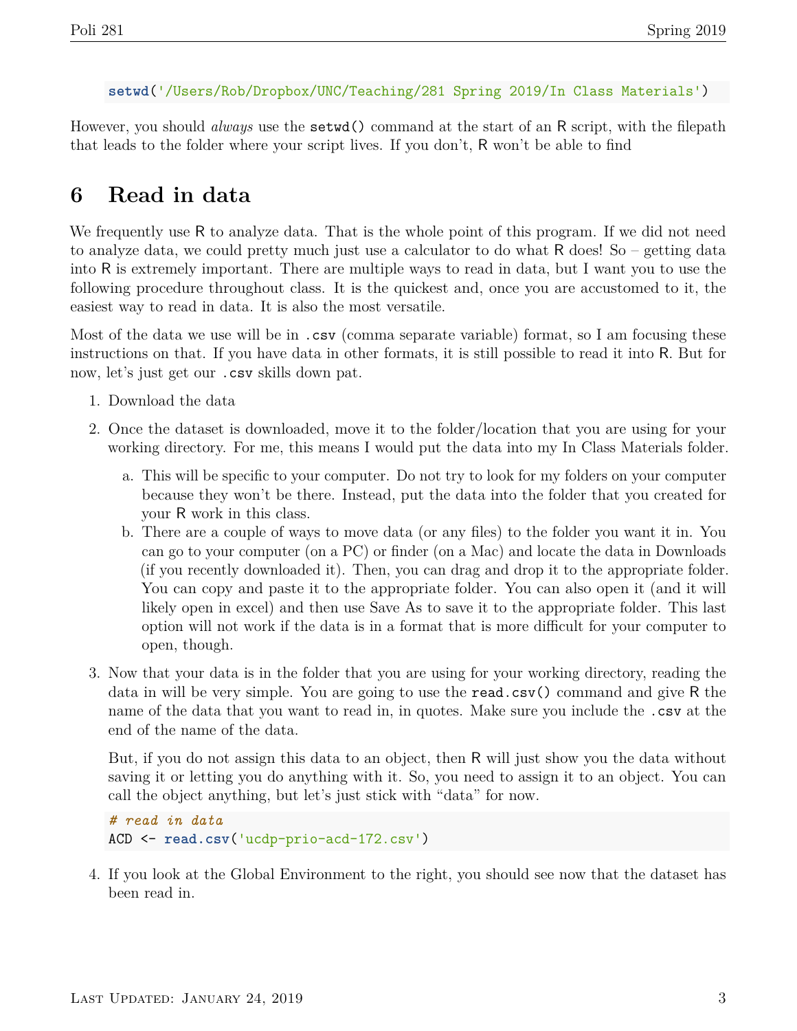```r
setwd('/Users/Rob/Dropbox/UNC/Teaching/281 Spring 2019/In Class Materials')
```

However, you should *always* use the `setwd()` command at the start of an R script, with the filepath that leads to the folder where your script lives. If you don't, R won't be able to find

# 6 Read in data

We frequently use R to analyze data. That is the whole point of this program. If we did not need to analyze data, we could pretty much just use a calculator to do what R does! So – getting data into R is extremely important. There are multiple ways to read in data, but I want you to use the following procedure throughout class. It is the quickest and, once you are accustomed to it, the easiest way to read in data. It is also the most versatile.

Most of the data we use will be in `.csv` (comma separate variable) format, so I am focusing these instructions on that. If you have data in other formats, it is still possible to read it into R. But for now, let's just get our `.csv` skills down pat.

1. Download the data
2. Once the dataset is downloaded, move it to the folder/location that you are using for your working directory. For me, this means I would put the data into my In Class Materials folder.
   a. This will be specific to your computer. Do not try to look for my folders on your computer because they won't be there. Instead, put the data into the folder that you created for your R work in this class.
   b. There are a couple of ways to move data (or any files) to the folder you want it in. You can go to your computer (on a PC) or finder (on a Mac) and locate the data in Downloads (if you recently downloaded it). Then, you can drag and drop it to the appropriate folder. You can copy and paste it to the appropriate folder. You can also open it (and it will likely open in excel) and then use Save As to save it to the appropriate folder. This last option will not work if the data is in a format that is more difficult for your computer to open, though.
3. Now that your data is in the folder that you are using for your working directory, reading the data in will be very simple. You are going to use the `read.csv()` command and give R the name of the data that you want to read in, in quotes. Make sure you include the `.csv` at the end of the name of the data.

   But, if you do not assign this data to an object, then R will just show you the data without saving it or letting you do anything with it. So, you need to assign it to an object. You can call the object anything, but let's just stick with "data" for now.

   ```r
   # read in data
   ACD <- read.csv('ucdp-prio-acd-172.csv')
   ```

4. If you look at the Global Environment to the right, you should see now that the dataset has been read in.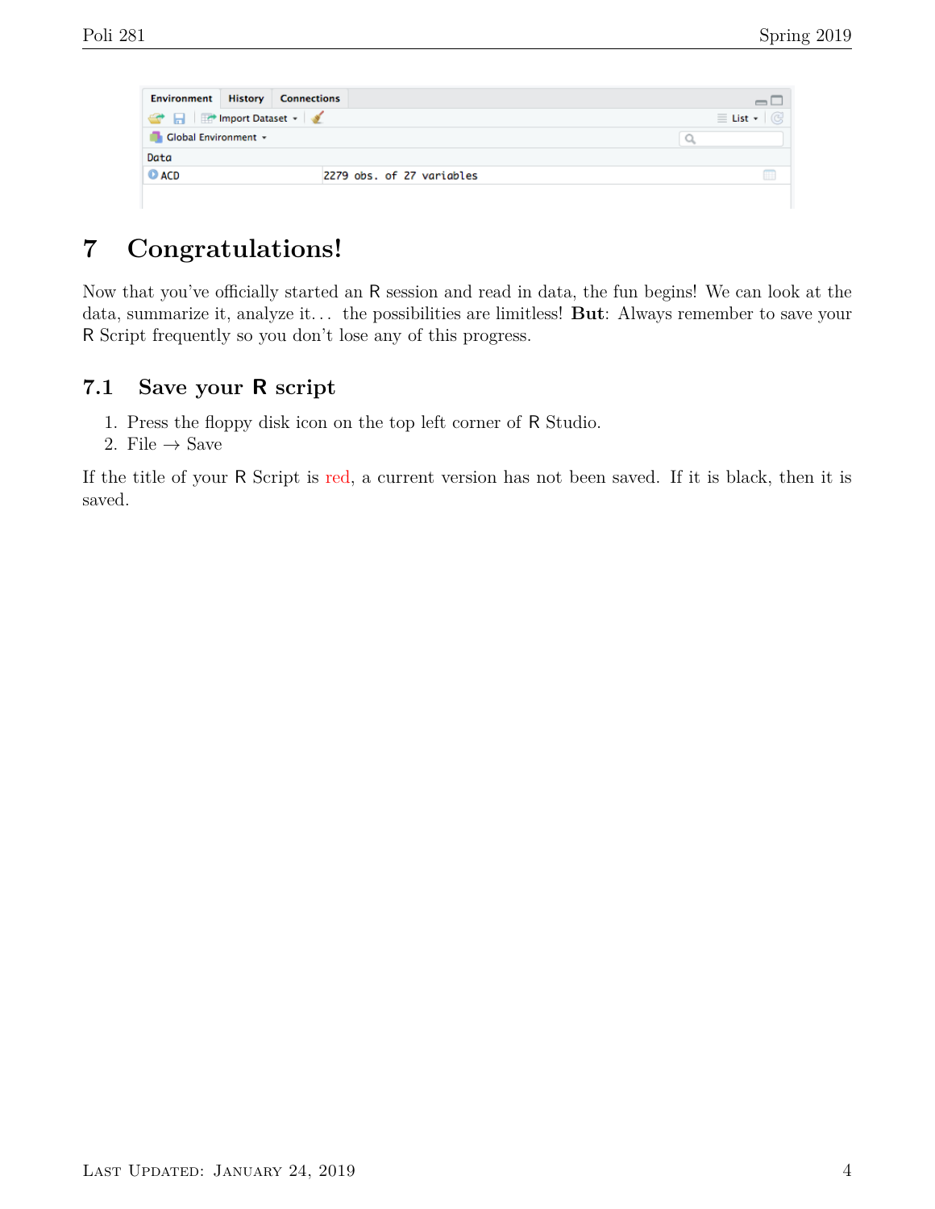## 7 Congratulations!

Now that you've officially started an R session and read in data, the fun begins! We can look at the data, summarize it, analyze it... the possibilities are limitless! **But**: Always remember to save your R Script frequently so you don't lose any of this progress.

### 7.1 Save your R script

1. Press the floppy disk icon on the top left corner of R Studio.
2. File → Save

If the title of your R Script is red, a current version has not been saved. If it is black, then it is saved.